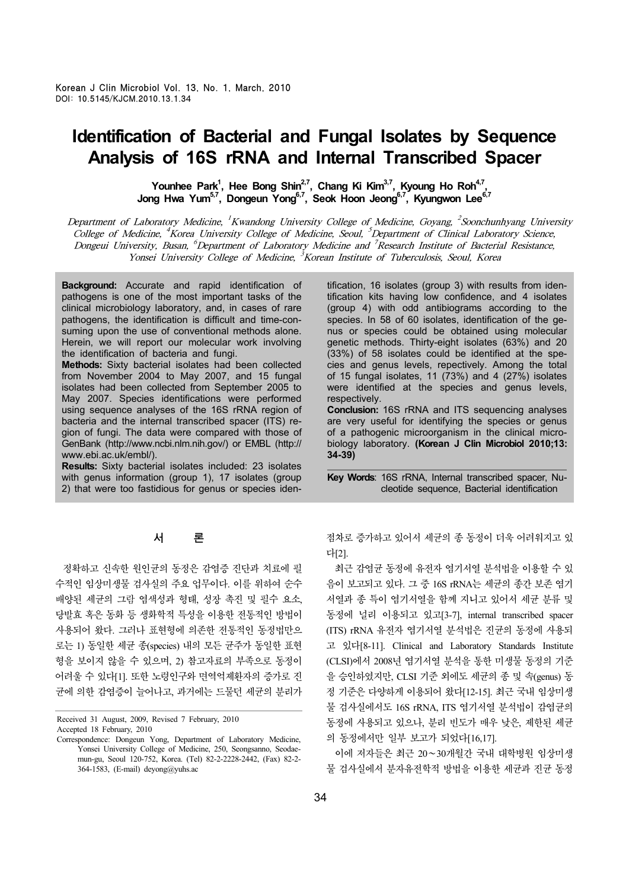# Identification of Bacterial and Fungal Isolates by Sequence Analysis of 16S rRNA and Internal Transcribed Spacer

**Younhee Park[1], Hee Bong Shin[2,7], Chang Ki Kim[3,7], Kyoung Ho Roh[4,7], Jong Hwa Yum[5,7], Dongeun Yong[6,7], Seok Hoon Jeong[6,7], Kyungwon Lee[6,7]**

*Department of Laboratory Medicine, [1]Kwandong University College of Medicine, Goyang, [2]Soonchunhyang University College of Medicine, [4]Korea University College of Medicine, Seoul, [5]Department of Clinical Laboratory Science, Dongeui University, Busan, [6]Department of Laboratory Medicine and [7]Research Institute of Bacterial Resistance, Yonsei University College of Medicine, [3]Korean Institute of Tuberculosis, Seoul, Korea*

**Background:** Accurate and rapid identification of pathogens is one of the most important tasks of the clinical microbiology laboratory, and, in cases of rare pathogens, the identification is difficult and time-consuming upon the use of conventional methods alone. Herein, we will report our molecular work involving the identification of bacteria and fungi.

**Methods:** Sixty bacterial isolates had been collected from November 2004 to May 2007, and 15 fungal isolates had been collected from September 2005 to May 2007. Species identifications were performed using sequence analyses of the 16S rRNA region of bacteria and the internal transcribed spacer (ITS) region of fungi. The data were compared with those of GenBank (http://www.ncbi.nlm.nih.gov/) or EMBL (http://www.ebi.ac.uk/embl/).

**Results:** Sixty bacterial isolates included: 23 isolates with genus information (group 1), 17 isolates (group 2) that were too fastidious for genus or species identification, 16 isolates (group 3) with results from identification kits having low confidence, and 4 isolates (group 4) with odd antibiograms according to the species. In 58 of 60 isolates, identification of the genus or species could be obtained using molecular genetic methods. Thirty-eight isolates (63%) and 20 (33%) of 58 isolates could be identified at the species and genus levels, repectively. Among the total of 15 fungal isolates, 11 (73%) and 4 (27%) isolates were identified at the species and genus levels, respectively.

**Conclusion:** 16S rRNA and ITS sequencing analyses are very useful for identifying the species or genus of a pathogenic microorganism in the clinical microbiology laboratory. **(Korean J Clin Microbiol 2010;13:34-39)**

**Key Words**: 16S rRNA, Internal transcribed spacer, Nucleotide sequence, Bacterial identification

## 서 론

정확하고 신속한 원인균의 동정은 감염증 진단과 치료에 필수적인 임상미생물 검사실의 주요 업무이다. 이를 위하여 순수 배양된 세균의 그람 염색성과 형태, 성장 촉진 및 필수 요소, 당발효 혹은 동화 등 생화학적 특성을 이용한 전통적인 방법이 사용되어 왔다. 그러나 표현형에 의존한 전통적인 동정법만으로는 1) 동일한 세균 종(species) 내의 모든 균주가 동일한 표현형을 보이지 않을 수 있으며, 2) 참고자료의 부족으로 동정이 어려울 수 있다[1]. 또한 노령인구와 면역억제환자의 증가로 진균에 의한 감염증이 늘어나고, 과거에는 드물던 세균의 분리가 점차로 증가하고 있어서 세균의 종 동정이 더욱 어려워지고 있다[2].

최근 감염균 동정에 유전자 염기서열 분석법을 이용할 수 있음이 보고되고 있다. 그 중 16S rRNA는 세균의 종간 보존 염기서열과 종 특이 염기서열을 함께 지니고 있어서 세균 분류 및 동정에 널리 이용되고 있고[3-7], internal transcribed spacer (ITS) rRNA 유전자 염기서열 분석법은 진균의 동정에 사용되고 있다[8-11]. Clinical and Laboratory Standards Institute (CLSI)에서 2008년 염기서열 분석을 통한 미생물 동정의 기준을 승인하였지만, CLSI 기준 외에도 세균의 종 및 속(genus) 동정 기준은 다양하게 이용되어 왔다[12-15]. 최근 국내 임상미생물 검사실에서도 16S rRNA, ITS 염기서열 분석법이 감염균의 동정에 사용되고 있으나, 분리 빈도가 매우 낮은, 제한된 세균의 동정에서만 일부 보고가 되었다[16,17].

이에 저자들은 최근 20~30개월간 국내 대학병원 임상미생물 검사실에서 분자유전학적 방법을 이용한 세균과 진균 동정

---

Received 31 August, 2009, Revised 7 February, 2010

Accepted 18 February, 2010

Correspondence: Dongeun Yong, Department of Laboratory Medicine, Yonsei University College of Medicine, 250, Seongsanno, Seodaemun-gu, Seoul 120-752, Korea. (Tel) 82-2-2228-2442, (Fax) 82-2-364-1583, (E-mail) deyong@yuhs.ac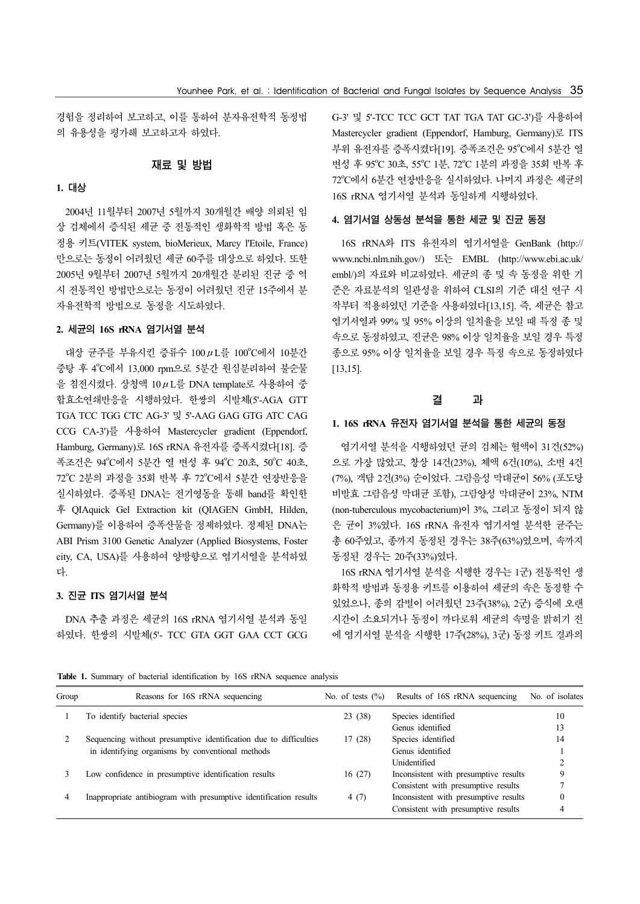경험을 정리하여 보고하고, 이를 통하여 분자유전학적 동정법의 유용성을 평가해 보고하고자 하였다.

## 재료 및 방법

### 1. 대상

2004년 11월부터 2007년 5월까지 30개월간 배양 의뢰된 임상 검체에서 증식된 세균 중 전통적인 생화학적 방법 혹은 동정용 키트(VITEK system, bioMerieux, Marcy l'Etoile, France)만으로는 동정이 어려웠던 세균 60주를 대상으로 하였다. 또한 2005년 9월부터 2007년 5월까지 20개월간 분리된 진균 중 역시 전통적인 방법만으로는 동정이 어려웠던 진균 15주에서 분자유전학적 방법으로 동정을 시도하였다.

### 2. 세균의 16S rRNA 염기서열 분석

대상 균주를 부유시킨 증류수 100 μL를 100°C에서 10분간 중탕 후 4°C에서 13,000 rpm으로 5분간 원심분리하여 불순물을 침전시켰다. 상청액 10 μL를 DNA template로 사용하여 중합효소연쇄반응을 시행하였다. 한쌍의 시발체(5'-AGA GTT TGA TCC TGG CTC AG-3' 및 5'-AAG GAG GTG ATC CAG CCG CA-3')를 사용하여 Mastercycler gradient (Eppendorf, Hamburg, Germany)로 16S rRNA 유전자를 증폭시켰다[18]. 증폭조건은 94°C에서 5분간 열 변성 후 94°C 20초, 50°C 40초, 72°C 2분의 과정을 35회 반복 후 72°C에서 5분간 연장반응을 실시하였다. 증폭된 DNA는 전기영동을 통해 band를 확인한 후 QIAquick Gel Extraction kit (QIAGEN GmbH, Hilden, Germany)를 이용하여 증폭산물을 정제하였다. 정제된 DNA는 ABI Prism 3100 Genetic Analyzer (Applied Biosystems, Foster city, CA, USA)를 사용하여 양방향으로 염기서열을 분석하였다.

### 3. 진균 ITS 염기서열 분석

DNA 추출 과정은 세균의 16S rRNA 염기서열 분석과 동일하였다. 한쌍의 시발체(5'- TCC GTA GGT GAA CCT GCG G-3' 및 5'-TCC TCC GCT TAT TGA TAT GC-3')를 사용하여 Mastercycler gradient (Eppendorf, Hamburg, Germany)로 ITS 부위 유전자를 증폭시켰다[19]. 증폭조건은 95°C에서 5분간 열 변성 후 95°C 30초, 55°C 1분, 72°C 1분의 과정을 35회 반복 후 72°C에서 6분간 연장반응을 실시하였다. 나머지 과정은 세균의 16S rRNA 염기서열 분석과 동일하게 시행하였다.

### 4. 염기서열 상동성 분석을 통한 세균 및 진균 동정

16S rRNA와 ITS 유전자의 염기서열을 GenBank (http://www.ncbi.nlm.nih.gov/) 또는 EMBL (http://www.ebi.ac.uk/embl/)의 자료와 비교하였다. 세균의 종 및 속 동정을 위한 기준은 자료분석의 일관성을 위하여 CLSI의 기준 대신 연구 시작부터 적용하였던 기준을 사용하였다[13,15]. 즉, 세균은 참고 염기서열과 99% 및 95% 이상의 일치율을 보일 때 특정 종 및 속으로 동정하였고, 진균은 98% 이상 일치율을 보일 경우 특정 종으로 95% 이상 일치율을 보일 경우 특정 속으로 동정하였다[13,15].

## 결 과

### 1. 16S rRNA 유전자 염기서열 분석을 통한 세균의 동정

염기서열 분석을 시행하였던 균의 검체는 혈액이 31건(52%)으로 가장 많았고, 창상 14건(23%), 체액 6건(10%), 소변 4건(7%), 객담 2건(3%) 순이었다. 그람음성 막대균이 56% (포도당 비발효 그람음성 막대균 포함), 그람양성 막대균이 23%, NTM (non-tuberculous mycobacterium)이 3%, 그리고 동정이 되지 않은 균이 3%였다. 16S rRNA 유전자 염기서열 분석한 균주는 총 60주였고, 종까지 동정된 경우는 38주(63%)였으며, 속까지 동정된 경우는 20주(33%)였다.

16S rRNA 염기서열 분석을 시행한 경우는 1군) 전통적인 생화학적 방법과 동정용 키트를 이용하여 세균의 속은 동정할 수 있었으나, 종의 감별이 어려웠던 23주(38%), 2군) 증식에 오랜 시간이 소요되거나 동정이 까다로워 세균의 속명을 밝히기 전에 염기서열 분석을 시행한 17주(28%), 3군) 동정 키트 결과의

**Table 1.** Summary of bacterial identification by 16S rRNA sequence analysis

| Group | Reasons for 16S rRNA sequencing | No. of tests (%) | Results of 16S rRNA sequencing | No. of isolates |
|---|---|---|---|---|
| 1 | To identify bacterial species | 23 (38) | Species identified | 10 |
| | | | Genus identified | 13 |
| 2 | Sequencing without presumptive identification due to difficulties in identifying organisms by conventional methods | 17 (28) | Species identified | 14 |
| | | | Genus identified | 1 |
| | | | Unidentified | 2 |
| 3 | Low confidence in presumptive identification results | 16 (27) | Inconsistent with presumptive results | 9 |
| | | | Consistent with presumptive results | 7 |
| 4 | Inappropriate antibiogram with presumptive identification results | 4 (7) | Inconsistent with presumptive results | 0 |
| | | | Consistent with presumptive results | 4 |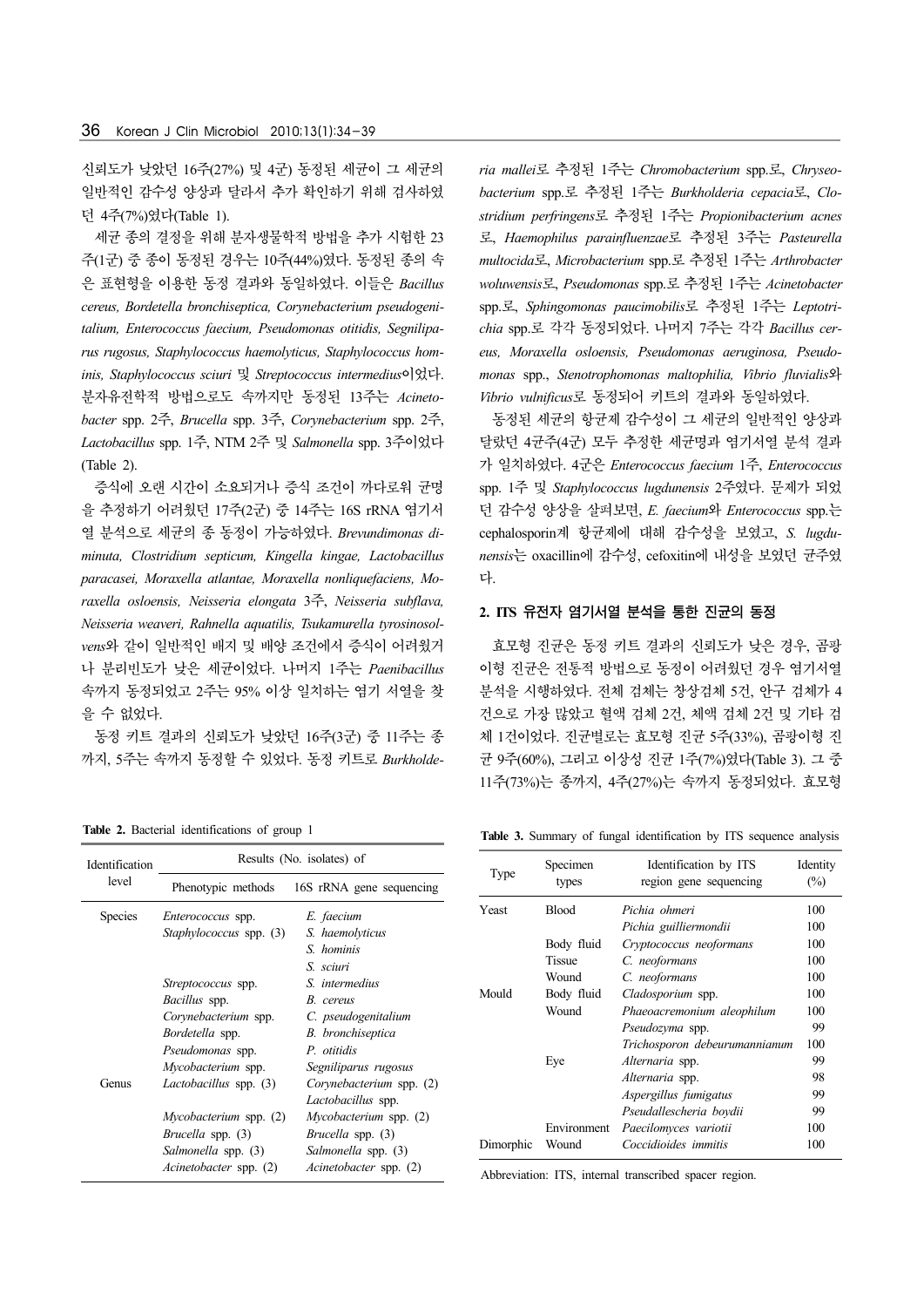신뢰도가 낮았던 16주(27%) 및 4군) 동정된 세균이 그 세균의 일반적인 감수성 양상과 달라서 추가 확인하기 위해 검사하였던 4주(7%)였다(Table 1).

세균 종의 결정을 위해 분자생물학적 방법을 추가 시험한 23주(1군) 중 종이 동정된 경우는 10주(44%)였다. 동정된 종의 속은 표현형을 이용한 동정 결과와 동일하였다. 이들은 *Bacillus cereus, Bordetella bronchiseptica, Corynebacterium pseudogenitalium, Enterococcus faecium, Pseudomonas otitidis, Segniliparus rugosus, Staphylococcus haemolyticus, Staphylococcus hominis, Staphylococcus sciuri* 및 *Streptococcus intermedius*이었다. 분자유전학적 방법으로도 속까지만 동정된 13주는 *Acinetobacter* spp. 2주, *Brucella* spp. 3주, *Corynebacterium* spp. 2주, *Lactobacillus* spp. 1주, NTM 2주 및 *Salmonella* spp. 3주이었다 (Table 2).

증식에 오랜 시간이 소요되거나 증식 조건이 까다로워 균명을 추정하기 어려웠던 17주(2군) 중 14주는 16S rRNA 염기서열 분석으로 세균의 종 동정이 가능하였다. *Brevundimonas diminuta, Clostridium septicum, Kingella kingae, Lactobacillus paracasei, Moraxella atlantae, Moraxella nonliquefaciens, Moraxella osloensis, Neisseria elongata* 3주, *Neisseria subflava, Neisseria weaveri, Rahnella aquatilis, Tsukamurella tyrosinosolvens*와 같이 일반적인 배지 및 배양 조건에서 증식이 어려웠거나 분리빈도가 낮은 세균이었다. 나머지 1주는 *Paenibacillus* 속까지 동정되었고 2주는 95% 이상 일치하는 염기 서열을 찾을 수 없었다.

동정 키트 결과의 신뢰도가 낮았던 16주(3군) 중 11주는 종까지, 5주는 속까지 동정할 수 있었다. 동정 키트로 *Burkholderia mallei*로 추정된 1주는 *Chromobacterium* spp.로, *Chryseobacterium* spp.로 추정된 1주는 *Burkholderia cepacia*로, *Clostridium perfringens*로 추정된 1주는 *Propionibacterium acnes*로, *Haemophilus parainfluenzae*로 추정된 3주는 *Pasteurella multocida*로, *Microbacterium* spp.로 추정된 1주는 *Arthrobacter woluwensis*로, *Pseudomonas* spp.로 추정된 1주는 *Acinetobacter* spp.로, *Sphingomonas paucimobilis*로 추정된 1주는 *Leptotrichia* spp.로 각각 동정되었다. 나머지 7주는 각각 *Bacillus cereus, Moraxella osloensis, Pseudomonas aeruginosa, Pseudomonas* spp., *Stenotrophomonas maltophilia, Vibrio fluvialis*와 *Vibrio vulnificus*로 동정되어 키트의 결과와 동일하였다.

동정된 세균제의 항균제 감수성이 그 세균의 일반적인 양상과 달랐던 4균주(4군) 모두 추정한 세균명과 염기서열 분석 결과가 일치하였다. 4군은 *Enterococcus faecium* 1주, *Enterococcus* spp. 1주 및 *Staphylococcus lugdunensis* 2주였다. 문제가 되었던 감수성 양상을 살펴보면, *E. faecium*와 *Enterococcus* spp.는 cephalosporin계 항균제에 대해 감수성을 보였고, *S. lugdunensis*는 oxacillin에 감수성, cefoxitin에 내성을 보였던 균주였다.

**Table 2.** Bacterial identifications of group 1

| Identification level | Results (No. isolates) of | |
|---|---|---|
| | Phenotypic methods | 16S rRNA gene sequencing |
| Species | *Enterococcus* spp. | *E. faecium* |
| | *Staphylococcus* spp. (3) | *S. haemolyticus* |
| | | *S. hominis* |
| | | *S. sciuri* |
| | *Streptococcus* spp. | *S. intermedius* |
| | *Bacillus* spp. | *B. cereus* |
| | *Corynebacterium* spp. | *C. pseudogenitalium* |
| | *Bordetella* spp. | *B. bronchiseptica* |
| | *Pseudomonas* spp. | *P. otitidis* |
| | *Mycobacterium* spp. | *Segniliparus rugosus* |
| Genus | *Lactobacillus* spp. (3) | *Corynebacterium* spp. (2) |
| | | *Lactobacillus* spp. |
| | *Mycobacterium* spp. (2) | *Mycobacterium* spp. (2) |
| | *Brucella* spp. (3) | *Brucella* spp. (3) |
| | *Salmonella* spp. (3) | *Salmonella* spp. (3) |
| | *Acinetobacter* spp. (2) | *Acinetobacter* spp. (2) |

## 2. ITS 유전자 염기서열 분석을 통한 진균의 동정

효모형 진균은 동정 키트 결과의 신뢰도가 낮은 경우, 곰팡이형 진균은 전통적 방법으로 동정이 어려웠던 경우 염기서열 분석을 시행하였다. 전체 검체는 창상검체 5건, 안구 검체가 4건으로 가장 많았고 혈액 검체 2건, 체액 검체 2건 및 기타 검체 1건이었다. 진균별로는 효모형 진균 5주(33%), 곰팡이형 진균 9주(60%), 그리고 이상성 진균 1주(7%)였다(Table 3). 그 중 11주(73%)는 종까지, 4주(27%)는 속까지 동정되었다. 효모형

**Table 3.** Summary of fungal identification by ITS sequence analysis

| Type | Specimen types | Identification by ITS region gene sequencing | Identity (%) |
|---|---|---|---|
| Yeast | Blood | *Pichia ohmeri* | 100 |
| | | *Pichia guilliermondii* | 100 |
| | Body fluid | *Cryptococcus neoformans* | 100 |
| | Tissue | *C. neoformans* | 100 |
| | Wound | *C. neoformans* | 100 |
| Mould | Body fluid | *Cladosporium* spp. | 100 |
| | Wound | *Phaeoacremonium aleophilum* | 100 |
| | | *Pseudozyma* spp. | 99 |
| | | *Trichosporon debeurmannianum* | 100 |
| | Eye | *Alternaria* spp. | 99 |
| | | *Alternaria* spp. | 98 |
| | | *Aspergillus fumigatus* | 99 |
| | | *Pseudallescheria boydii* | 99 |
| | Environment | *Paecilomyces variotii* | 100 |
| Dimorphic | Wound | *Coccidioides immitis* | 100 |

Abbreviation: ITS, internal transcribed spacer region.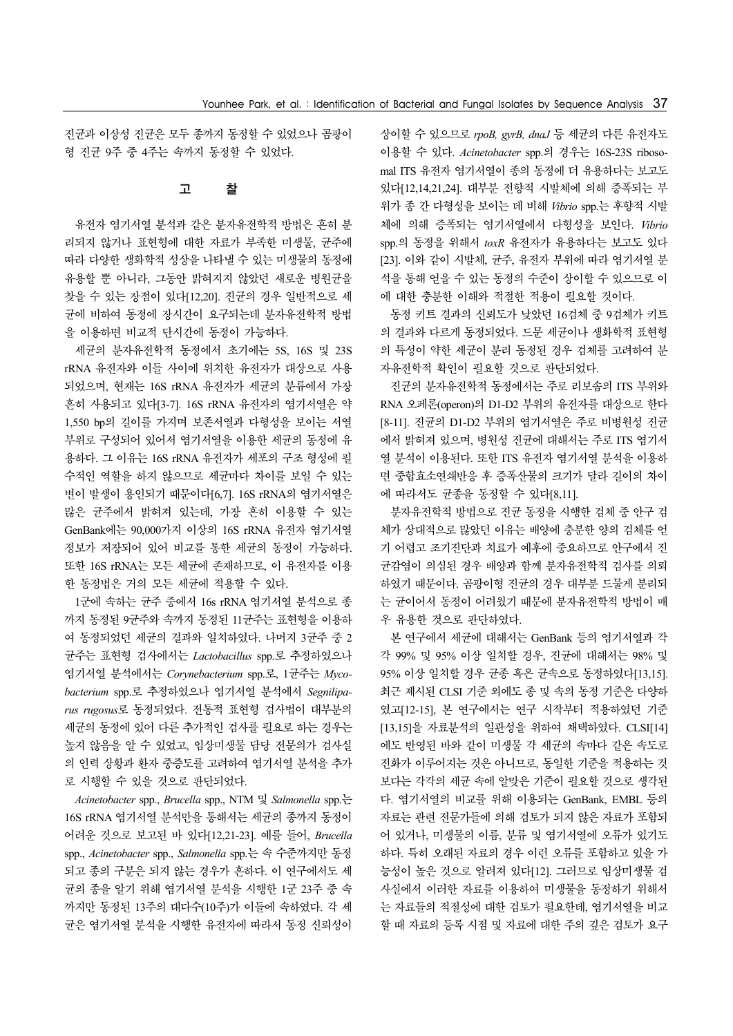진균과 이상성 진균은 모두 종까지 동정할 수 있었으나 곰팡이형 진균 9주 중 4주는 속까지 동정할 수 있었다.

## 고 찰

유전자 염기서열 분석과 같은 분자유전학적 방법은 흔히 분리되지 않거나 표현형에 대한 자료가 부족한 미생물, 균주에 따라 다양한 생화학적 성상을 나타낼 수 있는 미생물의 동정에 유용할 뿐 아니라, 그동안 밝혀지지 않았던 새로운 병원균을 찾을 수 있는 장점이 있다[12,20]. 진균의 경우 일반적으로 세균에 비하여 동정에 장시간이 요구되는데 분자유전학적 방법을 이용하면 비교적 단시간에 동정이 가능하다.

세균의 분자유전학적 동정에서 초기에는 5S, 16S 및 23S rRNA 유전자와 이들 사이에 위치한 유전자가 대상으로 사용되었으며, 현재는 16S rRNA 유전자가 세균의 분류에서 가장 흔히 사용되고 있다[3-7]. 16S rRNA 유전자의 염기서열은 약 1,550 bp의 길이를 가지며 보존서열과 다형성을 보이는 서열 부위로 구성되어 있어서 염기서열을 이용한 세균의 동정에 유용하다. 그 이유는 16S rRNA 유전자가 세포의 구조 형성에 필수적인 역할을 하지 않으므로 세균마다 차이를 보일 수 있는 변이 발생이 용인되기 때문이다[6,7]. 16S rRNA의 염기서열은 많은 균주에서 밝혀져 있는데, 가장 흔히 이용할 수 있는 GenBank에는 90,000가지 이상의 16S rRNA 유전자 염기서열 정보가 저장되어 있어 비교를 통한 세균의 동정이 가능하다. 또한 16S rRNA는 모든 세균에 존재하므로, 이 유전자를 이용한 동정법은 거의 모든 세균에 적용할 수 있다.

1군에 속하는 균주 중에서 16s rRNA 염기서열 분석으로 종까지 동정된 9균주와 속까지 동정된 11균주는 표현형을 이용하여 동정되었던 세균의 결과와 일치하였다. 나머지 3균주 중 2균주는 표현형 검사에서는 *Lactobacillus* spp.로 추정하였으나 염기서열 분석에서는 *Corynebacterium* spp.로, 1균주는 *Mycobacterium* spp.로 추정하였으나 염기서열 분석에서 *Segniliparus rugosus*로 동정되었다. 전통적 표현형 검사법이 대부분의 세균의 동정에 있어 다른 추가적인 검사를 필요로 하는 경우는 높지 않음을 알 수 있었고, 임상미생물 담당 전문의가 검사실의 인력 상황과 환자 중증도를 고려하여 염기서열 분석을 추가로 시행할 수 있을 것으로 판단되었다.

*Acinetobacter* spp., *Brucella* spp., NTM 및 *Salmonella* spp.는 16S rRNA 염기서열 분석만을 통해서는 세균의 종까지 동정이 어려운 것으로 보고된 바 있다[12,21-23]. 예를 들어, *Brucella* spp., *Acinetobacter* spp., *Salmonella* spp.는 속 수준까지만 동정되고 종의 구분은 되지 않는 경우가 흔하다. 이 연구에서도 세균의 종을 알기 위해 염기서열 분석을 시행한 1군 23주 중 속까지만 동정된 13주의 대다수(10주)가 이들에 속하였다. 각 세균은 염기서열 분석을 시행한 유전자에 따라서 동정 신뢰성이 상이할 수 있으므로 *rpoB, gyrB, dnaJ* 등 세균의 다른 유전자도 이용할 수 있다. *Acinetobacter* spp.의 경우는 16S-23S ribosomal ITS 유전자 염기서열이 종의 동정에 더 유용하다는 보고도 있다[12,14,21,24]. 대부분 전향적 시발체에 의해 증폭되는 부위가 종 간 다형성을 보이는 데 비해 *Vibrio* spp.는 후향적 시발체에 의해 증폭되는 염기서열에서 다형성을 보인다. *Vibrio* spp.의 동정을 위해서 *toxR* 유전자가 유용하다는 보고도 있다[23]. 이와 같이 시발체, 균주, 유전자 부위에 따라 염기서열 분석을 통해 얻을 수 있는 동정의 수준이 상이할 수 있으므로 이에 대한 충분한 이해와 적절한 적용이 필요할 것이다.

동정 키트 결과의 신뢰도가 낮았던 16검체 중 9검체가 키트의 결과와 다르게 동정되었다. 드문 세균이나 생화학적 표현형의 특성이 약한 세균이 분리 동정된 경우 검체를 고려하여 분자유전학적 확인이 필요할 것으로 판단되었다.

진균의 분자유전학적 동정에서는 주로 리보솜의 ITS 부위와 RNA 오페론(operon)의 D1-D2 부위의 유전자를 대상으로 한다[8-11]. 진균의 D1-D2 부위의 염기서열은 주로 비병원성 진균에서 밝혀져 있으며, 병원성 진균에 대해서는 주로 ITS 염기서열 분석이 이용된다. 또한 ITS 유전자 염기서열 분석을 이용하면 중합효소연쇄반응 후 증폭산물의 크기가 달라 길이의 차이에 따라서도 균종을 동정할 수 있다[8,11].

분자유전학적 방법으로 진균 동정을 시행한 검체 중 안구 검체가 상대적으로 많았던 이유는 배양에 충분한 양의 검체를 얻기 어렵고 조기진단과 치료가 예후에 중요하므로 안구에서 진균감염이 의심된 경우 배양과 함께 분자유전학적 검사를 의뢰하였기 때문이다. 곰팡이형 진균의 경우 대부분 드물게 분리되는 균이어서 동정이 어려웠기 때문에 분자유전학적 방법이 매우 유용한 것으로 판단하였다.

본 연구에서 세균에 대해서는 GenBank 등의 염기서열과 각각 99% 및 95% 이상 일치할 경우, 진균에 대해서는 98% 및 95% 이상 일치할 경우 균종 혹은 균속으로 동정하였다[13,15]. 최근 제시된 CLSI 기준 외에도 종 및 속의 동정 기준은 다양하였고[12-15], 본 연구에서는 연구 시작부터 적용하였던 기준[13,15]을 자료분석의 일관성을 위하여 채택하였다. CLSI[14]에도 반영된 바와 같이 미생물 각 세균의 속마다 같은 속도로 진화가 이루어지는 것은 아니므로, 동일한 기준을 적용하는 것보다는 각각의 세균 속에 알맞은 기준이 필요할 것으로 생각된다. 염기서열의 비교를 위해 이용되는 GenBank, EMBL 등의 자료는 관련 전문가들에 의해 검토가 되지 않은 자료가 포함되어 있거나, 미생물의 이름, 분류 및 염기서열에 오류가 있기도 하다. 특히 오래된 자료의 경우 이런 오류를 포함하고 있을 가능성이 높은 것으로 알려져 있다[12]. 그러므로 임상미생물 검사실에서 이러한 자료를 이용하여 미생물을 동정하기 위해서는 자료들의 적절성에 대한 검토가 필요한데, 염기서열을 비교할 때 자료의 등록 시점 및 자료에 대한 주의 깊은 검토가 요구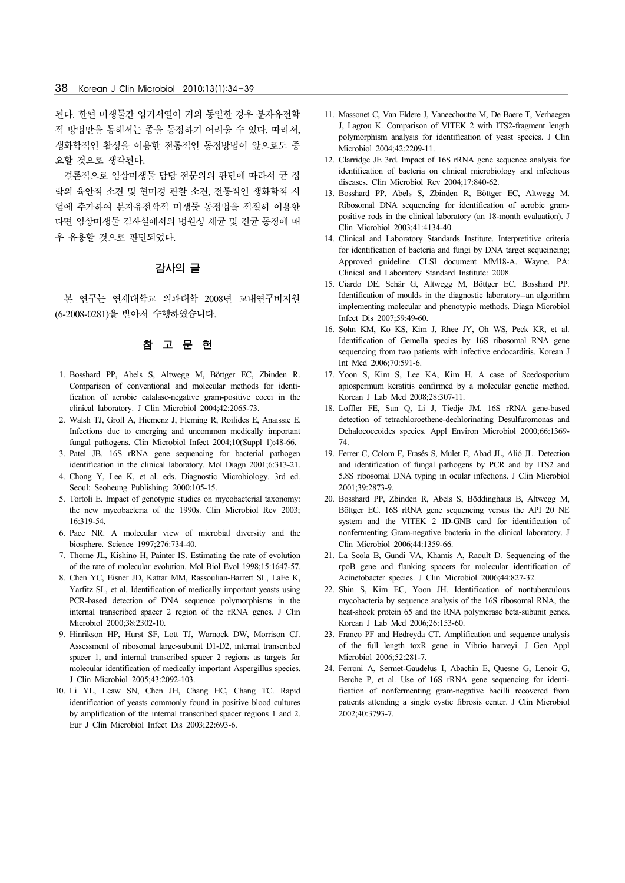된다. 한편 미생물간 염기서열이 거의 동일한 경우 분자유전학적 방법만을 통해서는 종을 동정하기 어려울 수 있다. 따라서, 생화학적인 활성을 이용한 전통적인 동정방법이 앞으로도 중요할 것으로 생각된다.

결론적으로 임상미생물 담당 전문의의 판단에 따라서 균 집락의 육안적 소견 및 현미경 관찰 소견, 전통적인 생화학적 시험에 추가하여 분자유전학적 미생물 동정법을 적절히 이용한다면 임상미생물 검사실에서의 병원성 세균 및 진균 동정에 매우 유용할 것으로 판단되었다.

## 감사의 글

본 연구는 연세대학교 의과대학 2008년 교내연구비지원(6-2008-0281)을 받아서 수행하였습니다.

## 참 고 문 헌

1. Bosshard PP, Abels S, Altwegg M, Böttger EC, Zbinden R. Comparison of conventional and molecular methods for identification of aerobic catalase-negative gram-positive cocci in the clinical laboratory. J Clin Microbiol 2004;42:2065-73.
2. Walsh TJ, Groll A, Hiemenz J, Fleming R, Roilides E, Anaissie E. Infections due to emerging and uncommon medically important fungal pathogens. Clin Microbiol Infect 2004;10(Suppl 1):48-66.
3. Patel JB. 16S rRNA gene sequencing for bacterial pathogen identification in the clinical laboratory. Mol Diagn 2001;6:313-21.
4. Chong Y, Lee K, et al. eds. Diagnostic Microbiology. 3rd ed. Seoul: Seoheung Publishing; 2000:105-15.
5. Tortoli E. Impact of genotypic studies on mycobacterial taxonomy: the new mycobacteria of the 1990s. Clin Microbiol Rev 2003;16:319-54.
6. Pace NR. A molecular view of microbial diversity and the biosphere. Science 1997;276:734-40.
7. Thorne JL, Kishino H, Painter IS. Estimating the rate of evolution of the rate of molecular evolution. Mol Biol Evol 1998;15:1647-57.
8. Chen YC, Eisner JD, Kattar MM, Rassoulian-Barrett SL, LaFe K, Yarfitz SL, et al. Identification of medically important yeasts using PCR-based detection of DNA sequence polymorphisms in the internal transcribed spacer 2 region of the rRNA genes. J Clin Microbiol 2000;38:2302-10.
9. Hinrikson HP, Hurst SF, Lott TJ, Warnock DW, Morrison CJ. Assessment of ribosomal large-subunit D1-D2, internal transcribed spacer 1, and internal transcribed spacer 2 regions as targets for molecular identification of medically important Aspergillus species. J Clin Microbiol 2005;43:2092-103.
10. Li YL, Leaw SN, Chen JH, Chang HC, Chang TC. Rapid identification of yeasts commonly found in positive blood cultures by amplification of the internal transcribed spacer regions 1 and 2. Eur J Clin Microbiol Infect Dis 2003;22:693-6.
11. Massonet C, Van Eldere J, Vaneechoutte M, De Baere T, Verhaegen J, Lagrou K. Comparison of VITEK 2 with ITS2-fragment length polymorphism analysis for identification of yeast species. J Clin Microbiol 2004;42:2209-11.
12. Clarridge JE 3rd. Impact of 16S rRNA gene sequence analysis for identification of bacteria on clinical microbiology and infectious diseases. Clin Microbiol Rev 2004;17:840-62.
13. Bosshard PP, Abels S, Zbinden R, Böttger EC, Altwegg M. Ribosomal DNA sequencing for identification of aerobic gram-positive rods in the clinical laboratory (an 18-month evaluation). J Clin Microbiol 2003;41:4134-40.
14. Clinical and Laboratory Standards Institute. Interpretitive criteria for identification of bacteria and fungi by DNA target sequeincing; Approved guideline. CLSI document MM18-A. Wayne. PA: Clinical and Laboratory Standard Institute: 2008.
15. Ciardo DE, Schär G, Altwegg M, Böttger EC, Bosshard PP. Identification of moulds in the diagnostic laboratory--an algorithm implementing molecular and phenotypic methods. Diagn Microbiol Infect Dis 2007;59:49-60.
16. Sohn KM, Ko KS, Kim J, Rhee JY, Oh WS, Peck KR, et al. Identification of Gemella species by 16S ribosomal RNA gene sequencing from two patients with infective endocarditis. Korean J Int Med 2006;70:591-6.
17. Yoon S, Kim S, Lee KA, Kim H. A case of Scedosporium apiospermum keratitis confirmed by a molecular genetic method. Korean J Lab Med 2008;28:307-11.
18. Loffler FE, Sun Q, Li J, Tiedje JM. 16S rRNA gene-based detection of tetrachloroethene-dechlorinating Desulfuromonas and Dehalococcoides species. Appl Environ Microbiol 2000;66:1369-74.
19. Ferrer C, Colom F, Frasés S, Mulet E, Abad JL, Alió JL. Detection and identification of fungal pathogens by PCR and by ITS2 and 5.8S ribosomal DNA typing in ocular infections. J Clin Microbiol 2001;39:2873-9.
20. Bosshard PP, Zbinden R, Abels S, Böddinghaus B, Altwegg M, Böttger EC. 16S rRNA gene sequencing versus the API 20 NE system and the VITEK 2 ID-GNB card for identification of nonfermenting Gram-negative bacteria in the clinical laboratory. J Clin Microbiol 2006;44:1359-66.
21. La Scola B, Gundi VA, Khamis A, Raoult D. Sequencing of the rpoB gene and flanking spacers for molecular identification of Acinetobacter species. J Clin Microbiol 2006;44:827-32.
22. Shin S, Kim EC, Yoon JH. Identification of nontuberculous mycobacteria by sequence analysis of the 16S ribosomal RNA, the heat-shock protein 65 and the RNA polymerase beta-subunit genes. Korean J Lab Med 2006;26:153-60.
23. Franco PF and Hedreyda CT. Amplification and sequence analysis of the full length toxR gene in Vibrio harveyi. J Gen Appl Microbiol 2006;52:281-7.
24. Ferroni A, Sermet-Gaudelus I, Abachin E, Quesne G, Lenoir G, Berche P, et al. Use of 16S rRNA gene sequencing for identification of nonfermenting gram-negative bacilli recovered from patients attending a single cystic fibrosis center. J Clin Microbiol 2002;40:3793-7.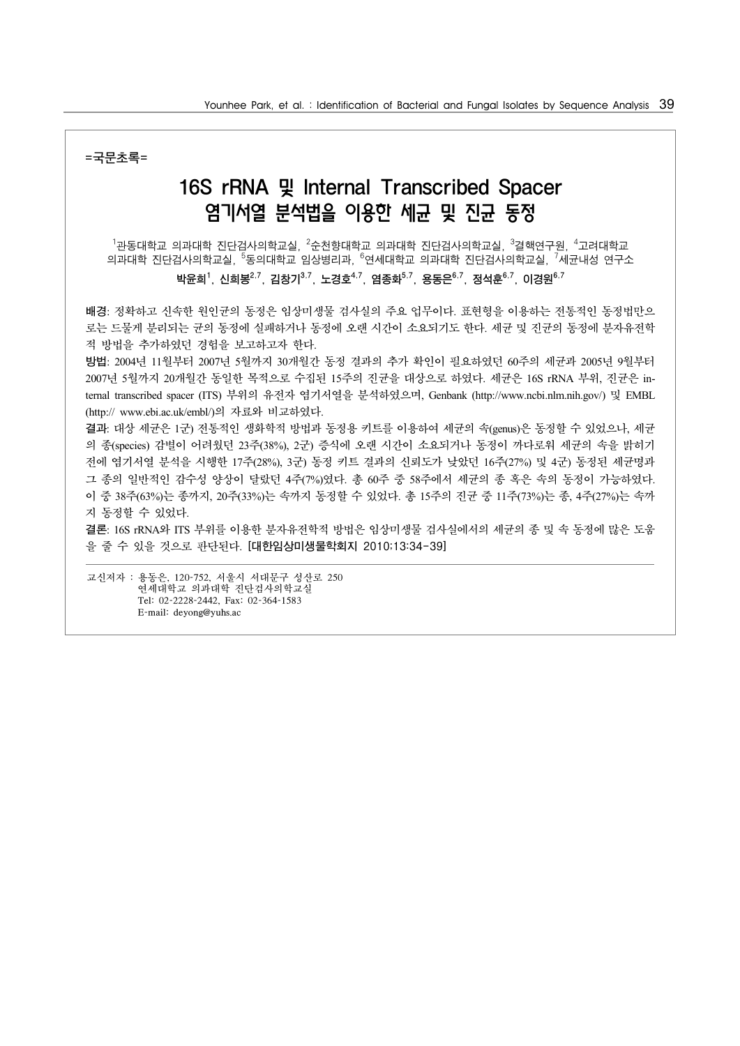=국문초록=

# 16S rRNA 및 Internal Transcribed Spacer 염기서열 분석법을 이용한 세균 및 진균 동정

[1]관동대학교 의과대학 진단검사의학교실, [2]순천향대학교 의과대학 진단검사의학교실, [3]결핵연구원, [4]고려대학교 의과대학 진단검사의학교실, [5]동의대학교 임상병리과, [6]연세대학교 의과대학 진단검사의학교실, [7]세균내성 연구소

**박윤희[1], 신희봉[2,7], 김창기[3,7], 노경호[4,7], 염종화[5,7], 용동은[6,7], 정석훈[6,7], 이경원[6,7]**

**배경**: 정확하고 신속한 원인균의 동정은 임상미생물 검사실의 주요 업무이다. 표현형을 이용하는 전통적인 동정법만으로는 드물게 분리되는 균의 동정에 실패하거나 동정에 오랜 시간이 소요되기도 한다. 세균 및 진균의 동정에 분자유전학적 방법을 추가하였던 경험을 보고하고자 한다.

**방법**: 2004년 11월부터 2007년 5월까지 30개월간 동정 결과의 추가 확인이 필요하였던 60주의 세균과 2005년 9월부터 2007년 5월까지 20개월간 동일한 목적으로 수집된 15주의 진균을 대상으로 하였다. 세균은 16S rRNA 부위, 진균은 internal transcribed spacer (ITS) 부위의 유전자 염기서열을 분석하였으며, Genbank (http://www.ncbi.nlm.nih.gov/) 및 EMBL (http:// www.ebi.ac.uk/embl/)의 자료와 비교하였다.

**결과**: 대상 세균은 1군) 전통적인 생화학적 방법과 동정용 키트를 이용하여 세균의 속(genus)은 동정할 수 있었으나, 세균의 종(species) 감별이 어려웠던 23주(38%), 2군) 증식에 오랜 시간이 소요되거나 동정이 까다로워 세균의 속을 밝히기 전에 염기서열 분석을 시행한 17주(28%), 3군) 동정 키트 결과의 신뢰도가 낮았던 16주(27%) 및 4군) 동정된 세균명과 그 종의 일반적인 감수성 양상이 달랐던 4주(7%)였다. 총 60주 중 58주에서 세균의 종 혹은 속의 동정이 가능하였다. 이 중 38주(63%)는 종까지, 20주(33%)는 속까지 동정할 수 있었다. 총 15주의 진균 중 11주(73%)는 종, 4주(27%)는 속까지 동정할 수 있었다.

**결론**: 16S rRNA와 ITS 부위를 이용한 분자유전학적 방법은 임상미생물 검사실에서의 세균의 종 및 속 동정에 많은 도움을 줄 수 있을 것으로 판단된다. **[대한임상미생물학회지 2010;13:34-39]**

교신저자 : 용동은, 120-752, 서울시 서대문구 성산로 250
연세대학교 의과대학 진단검사의학교실
Tel: 02-2228-2442, Fax: 02-364-1583
E-mail: deyong@yuhs.ac